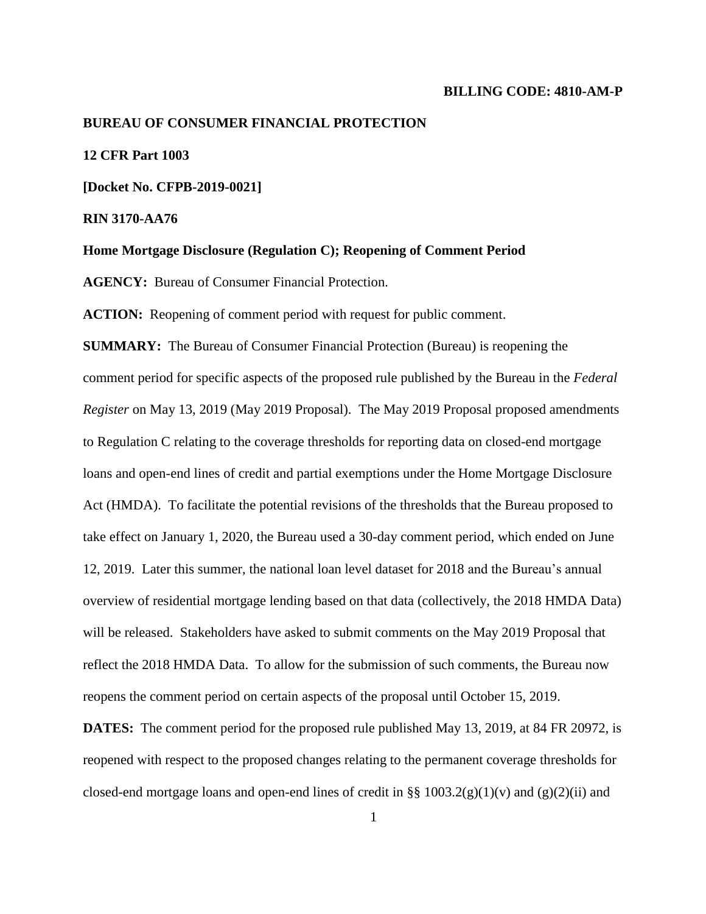**BILLING CODE: 4810-AM-P**

**BUREAU OF CONSUMER FINANCIAL PROTECTION**

**12 CFR Part 1003**

**[Docket No. CFPB-2019-0021]**

**RIN 3170-AA76**

**Home Mortgage Disclosure (Regulation C); Reopening of Comment Period**

**AGENCY:** Bureau of Consumer Financial Protection.

**ACTION:** Reopening of comment period with request for public comment.

**SUMMARY:** The Bureau of Consumer Financial Protection (Bureau) is reopening the comment period for specific aspects of the proposed rule published by the Bureau in the *Federal Register* on May 13, 2019 (May 2019 Proposal). The May 2019 Proposal proposed amendments to Regulation C relating to the coverage thresholds for reporting data on closed-end mortgage loans and open-end lines of credit and partial exemptions under the Home Mortgage Disclosure Act (HMDA). To facilitate the potential revisions of the thresholds that the Bureau proposed to take effect on January 1, 2020, the Bureau used a 30-day comment period, which ended on June 12, 2019. Later this summer, the national loan level dataset for 2018 and the Bureau's annual overview of residential mortgage lending based on that data (collectively, the 2018 HMDA Data) will be released. Stakeholders have asked to submit comments on the May 2019 Proposal that reflect the 2018 HMDA Data. To allow for the submission of such comments, the Bureau now reopens the comment period on certain aspects of the proposal until October 15, 2019.

**DATES:** The comment period for the proposed rule published May 13, 2019, at 84 FR 20972, is reopened with respect to the proposed changes relating to the permanent coverage thresholds for closed-end mortgage loans and open-end lines of credit in §§ 1003.2(g)(1)(v) and (g)(2)(ii) and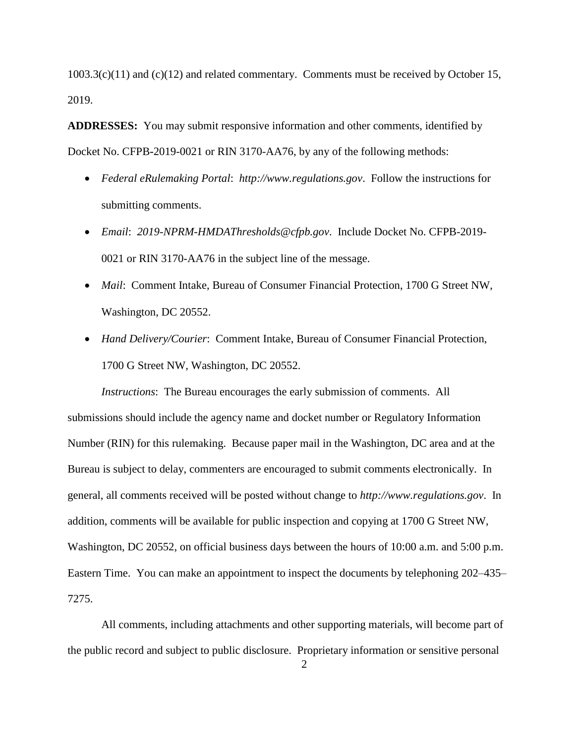1003.3(c)(11) and (c)(12) and related commentary. Comments must be received by October 15, 2019.

**ADDRESSES:** You may submit responsive information and other comments, identified by Docket No. CFPB-2019-0021 or RIN 3170-AA76, by any of the following methods:

- *Federal eRulemaking Portal*: *http://www.regulations.gov*. Follow the instructions for submitting comments.
- *Email*: *2019-NPRM-HMDAThresholds@cfpb.gov*. Include Docket No. CFPB-2019-0021 or RIN 3170-AA76 in the subject line of the message.
- *Mail*: Comment Intake, Bureau of Consumer Financial Protection, 1700 G Street NW, Washington, DC 20552.
- *Hand Delivery/Courier*: Comment Intake, Bureau of Consumer Financial Protection, 1700 G Street NW, Washington, DC 20552.

*Instructions*: The Bureau encourages the early submission of comments. All submissions should include the agency name and docket number or Regulatory Information Number (RIN) for this rulemaking. Because paper mail in the Washington, DC area and at the Bureau is subject to delay, commenters are encouraged to submit comments electronically. In general, all comments received will be posted without change to *http://www.regulations.gov*. In addition, comments will be available for public inspection and copying at 1700 G Street NW, Washington, DC 20552, on official business days between the hours of 10:00 a.m. and 5:00 p.m. Eastern Time. You can make an appointment to inspect the documents by telephoning 202–435–7275.

All comments, including attachments and other supporting materials, will become part of the public record and subject to public disclosure. Proprietary information or sensitive personal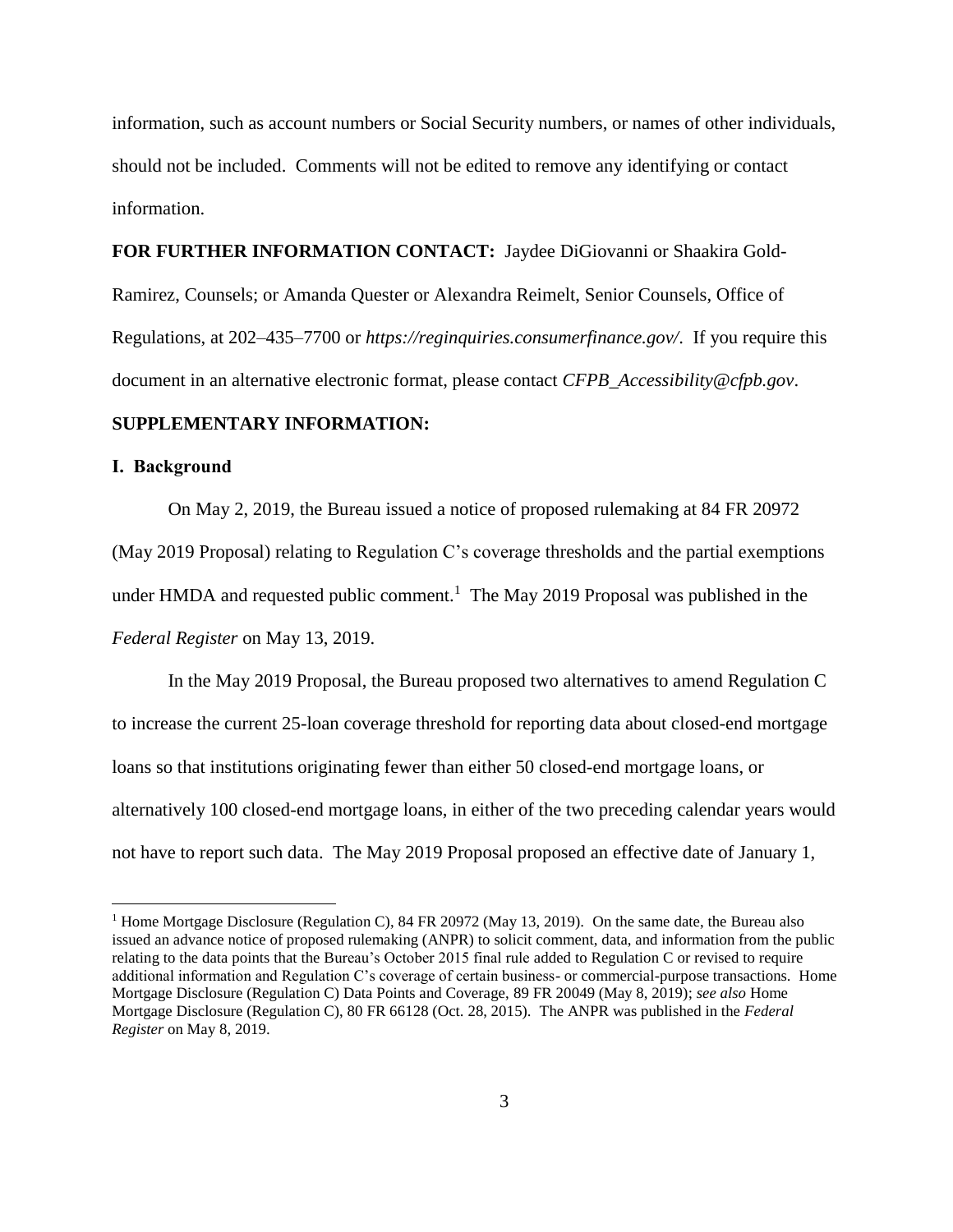information, such as account numbers or Social Security numbers, or names of other individuals, should not be included. Comments will not be edited to remove any identifying or contact information.

**FOR FURTHER INFORMATION CONTACT:** Jaydee DiGiovanni or Shaakira Gold-Ramirez, Counsels; or Amanda Quester or Alexandra Reimelt, Senior Counsels, Office of Regulations, at 202–435–7700 or *https://reginquiries.consumerfinance.gov/*. If you require this document in an alternative electronic format, please contact *CFPB_Accessibility@cfpb.gov*.

**SUPPLEMENTARY INFORMATION:**

**I. Background**

On May 2, 2019, the Bureau issued a notice of proposed rulemaking at 84 FR 20972 (May 2019 Proposal) relating to Regulation C's coverage thresholds and the partial exemptions under HMDA and requested public comment.[1] The May 2019 Proposal was published in the *Federal Register* on May 13, 2019.

In the May 2019 Proposal, the Bureau proposed two alternatives to amend Regulation C to increase the current 25-loan coverage threshold for reporting data about closed-end mortgage loans so that institutions originating fewer than either 50 closed-end mortgage loans, or alternatively 100 closed-end mortgage loans, in either of the two preceding calendar years would not have to report such data. The May 2019 Proposal proposed an effective date of January 1,

[1] Home Mortgage Disclosure (Regulation C), 84 FR 20972 (May 13, 2019). On the same date, the Bureau also issued an advance notice of proposed rulemaking (ANPR) to solicit comment, data, and information from the public relating to the data points that the Bureau's October 2015 final rule added to Regulation C or revised to require additional information and Regulation C's coverage of certain business- or commercial-purpose transactions. Home Mortgage Disclosure (Regulation C) Data Points and Coverage, 89 FR 20049 (May 8, 2019); *see also* Home Mortgage Disclosure (Regulation C), 80 FR 66128 (Oct. 28, 2015). The ANPR was published in the *Federal Register* on May 8, 2019.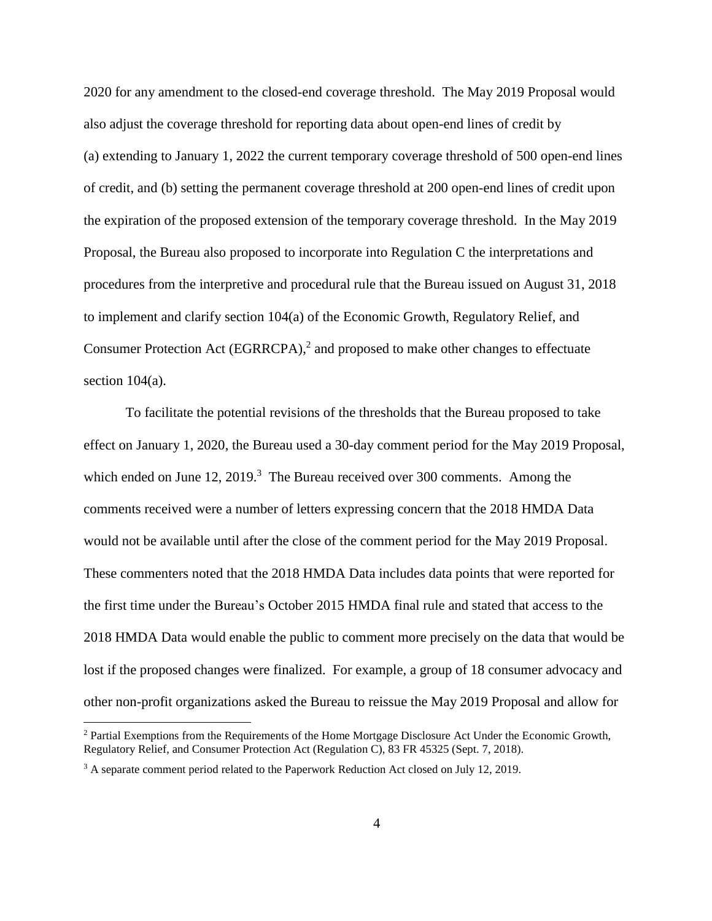2020 for any amendment to the closed-end coverage threshold. The May 2019 Proposal would also adjust the coverage threshold for reporting data about open-end lines of credit by (a) extending to January 1, 2022 the current temporary coverage threshold of 500 open-end lines of credit, and (b) setting the permanent coverage threshold at 200 open-end lines of credit upon the expiration of the proposed extension of the temporary coverage threshold. In the May 2019 Proposal, the Bureau also proposed to incorporate into Regulation C the interpretations and procedures from the interpretive and procedural rule that the Bureau issued on August 31, 2018 to implement and clarify section 104(a) of the Economic Growth, Regulatory Relief, and Consumer Protection Act (EGRRCPA),[2] and proposed to make other changes to effectuate section 104(a).

To facilitate the potential revisions of the thresholds that the Bureau proposed to take effect on January 1, 2020, the Bureau used a 30-day comment period for the May 2019 Proposal, which ended on June 12, 2019.[3] The Bureau received over 300 comments. Among the comments received were a number of letters expressing concern that the 2018 HMDA Data would not be available until after the close of the comment period for the May 2019 Proposal. These commenters noted that the 2018 HMDA Data includes data points that were reported for the first time under the Bureau's October 2015 HMDA final rule and stated that access to the 2018 HMDA Data would enable the public to comment more precisely on the data that would be lost if the proposed changes were finalized. For example, a group of 18 consumer advocacy and other non-profit organizations asked the Bureau to reissue the May 2019 Proposal and allow for

---

[2] Partial Exemptions from the Requirements of the Home Mortgage Disclosure Act Under the Economic Growth, Regulatory Relief, and Consumer Protection Act (Regulation C), 83 FR 45325 (Sept. 7, 2018).

[3] A separate comment period related to the Paperwork Reduction Act closed on July 12, 2019.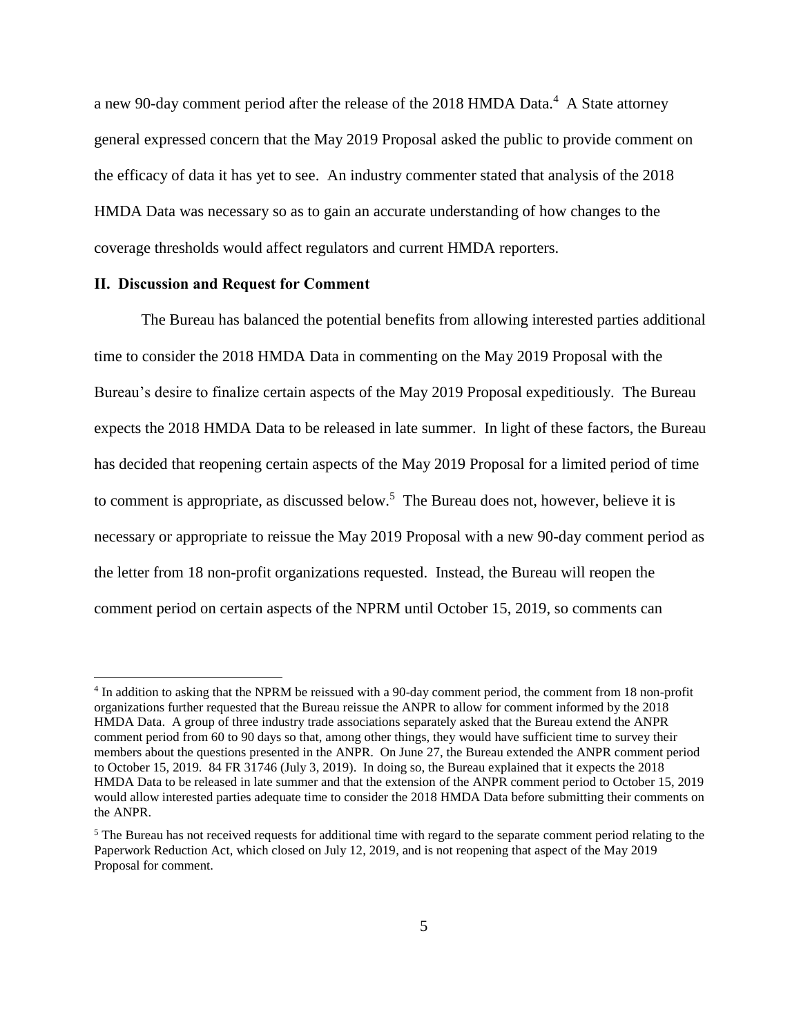a new 90-day comment period after the release of the 2018 HMDA Data.[4] A State attorney general expressed concern that the May 2019 Proposal asked the public to provide comment on the efficacy of data it has yet to see. An industry commenter stated that analysis of the 2018 HMDA Data was necessary so as to gain an accurate understanding of how changes to the coverage thresholds would affect regulators and current HMDA reporters.

## II. Discussion and Request for Comment

The Bureau has balanced the potential benefits from allowing interested parties additional time to consider the 2018 HMDA Data in commenting on the May 2019 Proposal with the Bureau's desire to finalize certain aspects of the May 2019 Proposal expeditiously. The Bureau expects the 2018 HMDA Data to be released in late summer. In light of these factors, the Bureau has decided that reopening certain aspects of the May 2019 Proposal for a limited period of time to comment is appropriate, as discussed below.[5] The Bureau does not, however, believe it is necessary or appropriate to reissue the May 2019 Proposal with a new 90-day comment period as the letter from 18 non-profit organizations requested. Instead, the Bureau will reopen the comment period on certain aspects of the NPRM until October 15, 2019, so comments can

---

[4] In addition to asking that the NPRM be reissued with a 90-day comment period, the comment from 18 non-profit organizations further requested that the Bureau reissue the ANPR to allow for comment informed by the 2018 HMDA Data. A group of three industry trade associations separately asked that the Bureau extend the ANPR comment period from 60 to 90 days so that, among other things, they would have sufficient time to survey their members about the questions presented in the ANPR. On June 27, the Bureau extended the ANPR comment period to October 15, 2019. 84 FR 31746 (July 3, 2019). In doing so, the Bureau explained that it expects the 2018 HMDA Data to be released in late summer and that the extension of the ANPR comment period to October 15, 2019 would allow interested parties adequate time to consider the 2018 HMDA Data before submitting their comments on the ANPR.

[5] The Bureau has not received requests for additional time with regard to the separate comment period relating to the Paperwork Reduction Act, which closed on July 12, 2019, and is not reopening that aspect of the May 2019 Proposal for comment.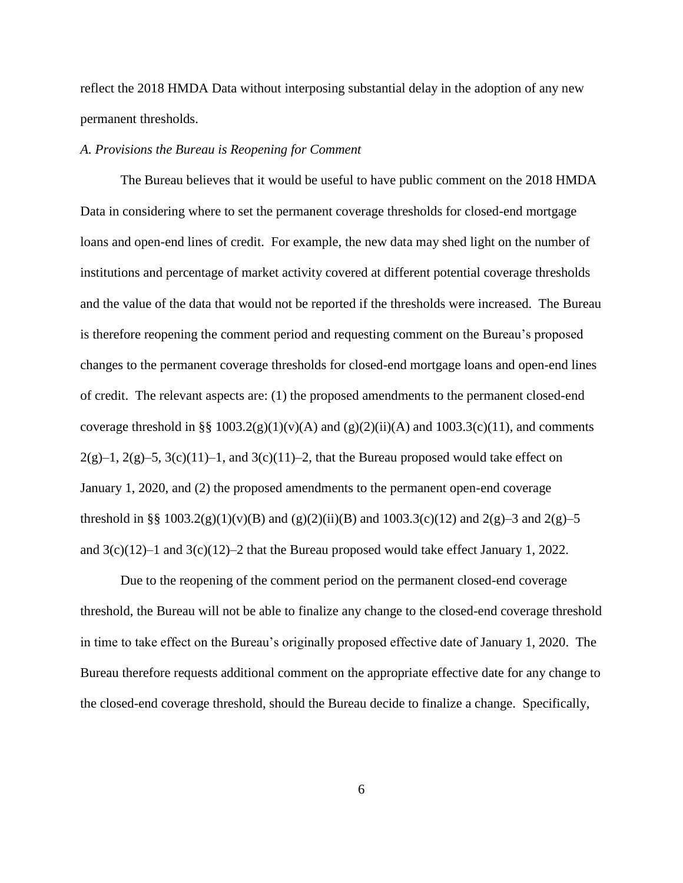reflect the 2018 HMDA Data without interposing substantial delay in the adoption of any new permanent thresholds.

### *A. Provisions the Bureau is Reopening for Comment*

The Bureau believes that it would be useful to have public comment on the 2018 HMDA Data in considering where to set the permanent coverage thresholds for closed-end mortgage loans and open-end lines of credit. For example, the new data may shed light on the number of institutions and percentage of market activity covered at different potential coverage thresholds and the value of the data that would not be reported if the thresholds were increased. The Bureau is therefore reopening the comment period and requesting comment on the Bureau's proposed changes to the permanent coverage thresholds for closed-end mortgage loans and open-end lines of credit. The relevant aspects are: (1) the proposed amendments to the permanent closed-end coverage threshold in §§ 1003.2(g)(1)(v)(A) and (g)(2)(ii)(A) and 1003.3(c)(11), and comments 2(g)–1, 2(g)–5, 3(c)(11)–1, and 3(c)(11)–2, that the Bureau proposed would take effect on January 1, 2020, and (2) the proposed amendments to the permanent open-end coverage threshold in §§ 1003.2(g)(1)(v)(B) and (g)(2)(ii)(B) and 1003.3(c)(12) and 2(g)–3 and 2(g)–5 and 3(c)(12)–1 and 3(c)(12)–2 that the Bureau proposed would take effect January 1, 2022.

Due to the reopening of the comment period on the permanent closed-end coverage threshold, the Bureau will not be able to finalize any change to the closed-end coverage threshold in time to take effect on the Bureau's originally proposed effective date of January 1, 2020. The Bureau therefore requests additional comment on the appropriate effective date for any change to the closed-end coverage threshold, should the Bureau decide to finalize a change. Specifically,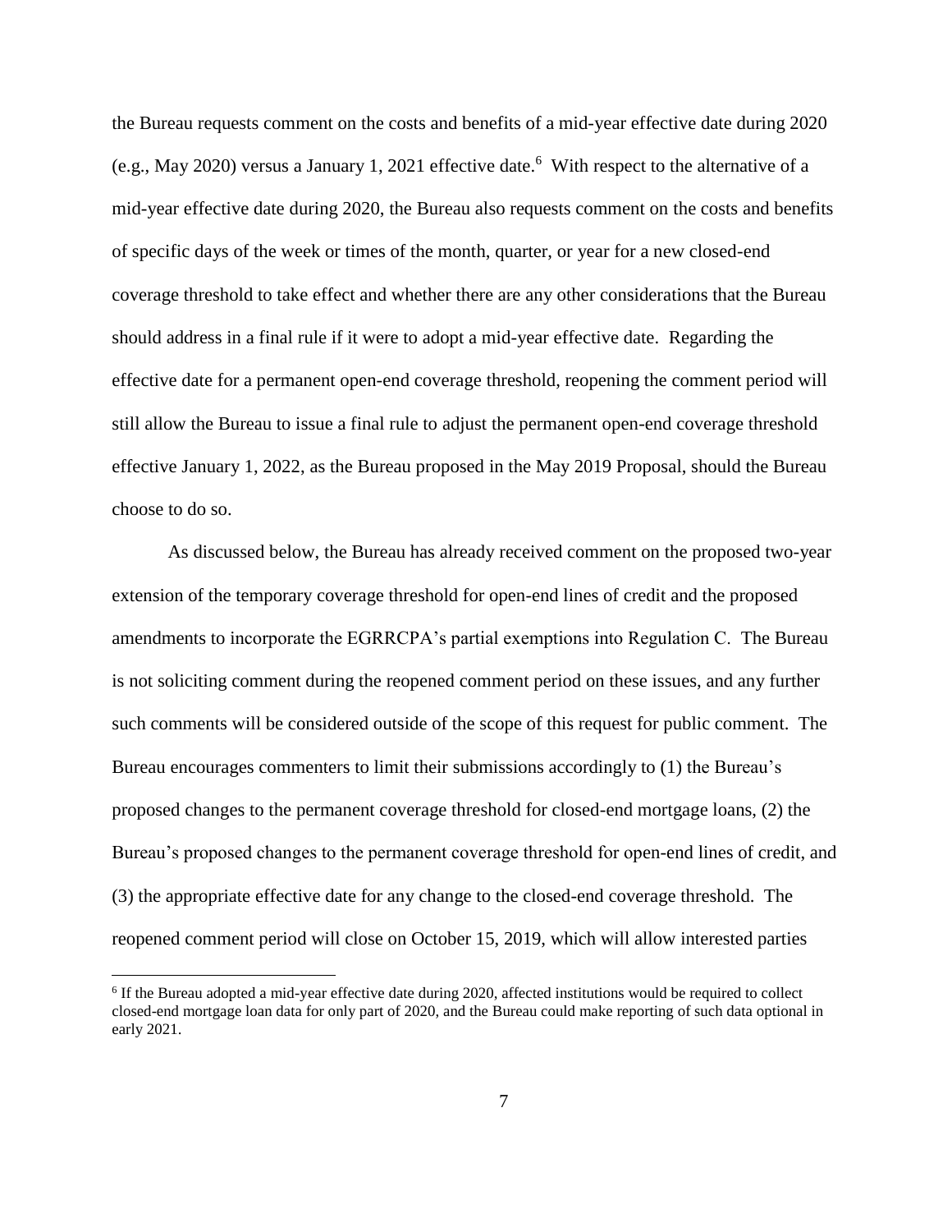the Bureau requests comment on the costs and benefits of a mid-year effective date during 2020 (e.g., May 2020) versus a January 1, 2021 effective date.[6] With respect to the alternative of a mid-year effective date during 2020, the Bureau also requests comment on the costs and benefits of specific days of the week or times of the month, quarter, or year for a new closed-end coverage threshold to take effect and whether there are any other considerations that the Bureau should address in a final rule if it were to adopt a mid-year effective date. Regarding the effective date for a permanent open-end coverage threshold, reopening the comment period will still allow the Bureau to issue a final rule to adjust the permanent open-end coverage threshold effective January 1, 2022, as the Bureau proposed in the May 2019 Proposal, should the Bureau choose to do so.

As discussed below, the Bureau has already received comment on the proposed two-year extension of the temporary coverage threshold for open-end lines of credit and the proposed amendments to incorporate the EGRRCPA's partial exemptions into Regulation C. The Bureau is not soliciting comment during the reopened comment period on these issues, and any further such comments will be considered outside of the scope of this request for public comment. The Bureau encourages commenters to limit their submissions accordingly to (1) the Bureau's proposed changes to the permanent coverage threshold for closed-end mortgage loans, (2) the Bureau's proposed changes to the permanent coverage threshold for open-end lines of credit, and (3) the appropriate effective date for any change to the closed-end coverage threshold. The reopened comment period will close on October 15, 2019, which will allow interested parties

[6] If the Bureau adopted a mid-year effective date during 2020, affected institutions would be required to collect closed-end mortgage loan data for only part of 2020, and the Bureau could make reporting of such data optional in early 2021.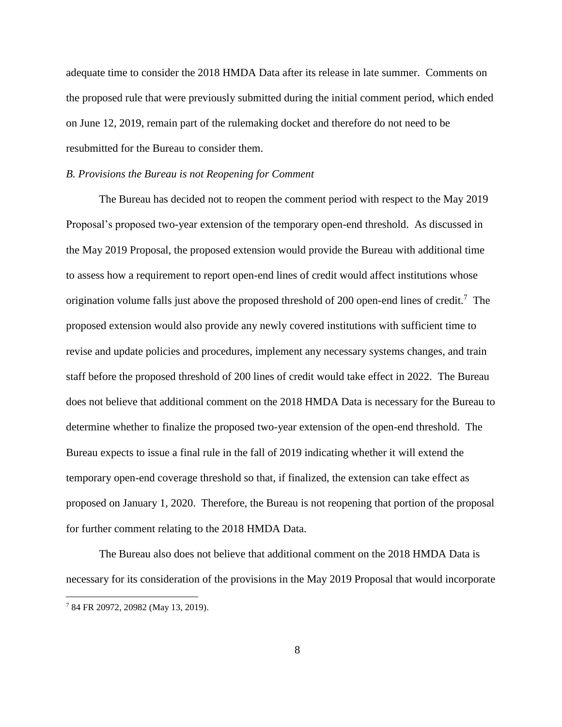adequate time to consider the 2018 HMDA Data after its release in late summer. Comments on the proposed rule that were previously submitted during the initial comment period, which ended on June 12, 2019, remain part of the rulemaking docket and therefore do not need to be resubmitted for the Bureau to consider them.

*B. Provisions the Bureau is not Reopening for Comment*

The Bureau has decided not to reopen the comment period with respect to the May 2019 Proposal's proposed two-year extension of the temporary open-end threshold. As discussed in the May 2019 Proposal, the proposed extension would provide the Bureau with additional time to assess how a requirement to report open-end lines of credit would affect institutions whose origination volume falls just above the proposed threshold of 200 open-end lines of credit.[7] The proposed extension would also provide any newly covered institutions with sufficient time to revise and update policies and procedures, implement any necessary systems changes, and train staff before the proposed threshold of 200 lines of credit would take effect in 2022. The Bureau does not believe that additional comment on the 2018 HMDA Data is necessary for the Bureau to determine whether to finalize the proposed two-year extension of the open-end threshold. The Bureau expects to issue a final rule in the fall of 2019 indicating whether it will extend the temporary open-end coverage threshold so that, if finalized, the extension can take effect as proposed on January 1, 2020. Therefore, the Bureau is not reopening that portion of the proposal for further comment relating to the 2018 HMDA Data.

The Bureau also does not believe that additional comment on the 2018 HMDA Data is necessary for its consideration of the provisions in the May 2019 Proposal that would incorporate

[7] 84 FR 20972, 20982 (May 13, 2019).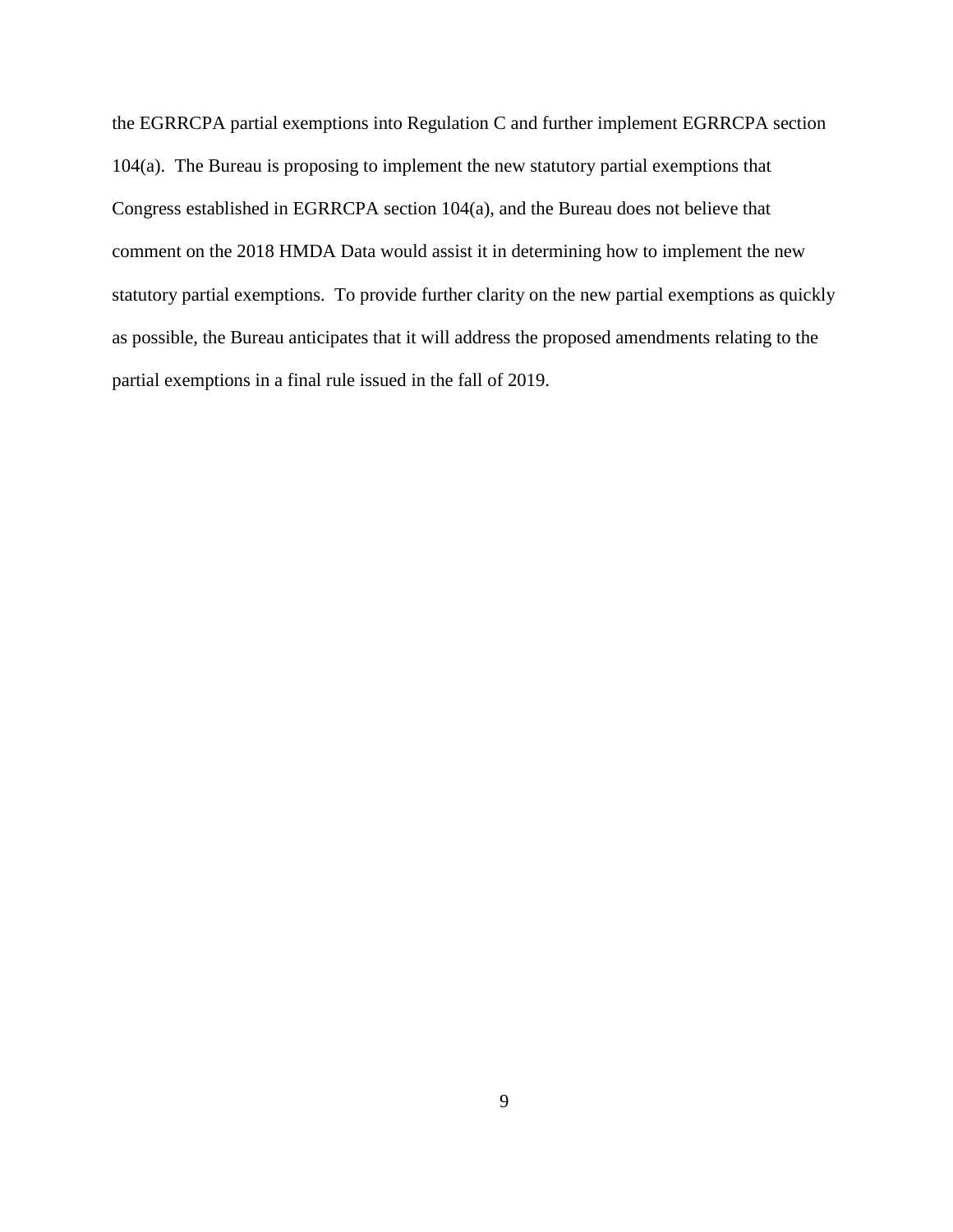the EGRRCPA partial exemptions into Regulation C and further implement EGRRCPA section 104(a). The Bureau is proposing to implement the new statutory partial exemptions that Congress established in EGRRCPA section 104(a), and the Bureau does not believe that comment on the 2018 HMDA Data would assist it in determining how to implement the new statutory partial exemptions. To provide further clarity on the new partial exemptions as quickly as possible, the Bureau anticipates that it will address the proposed amendments relating to the partial exemptions in a final rule issued in the fall of 2019.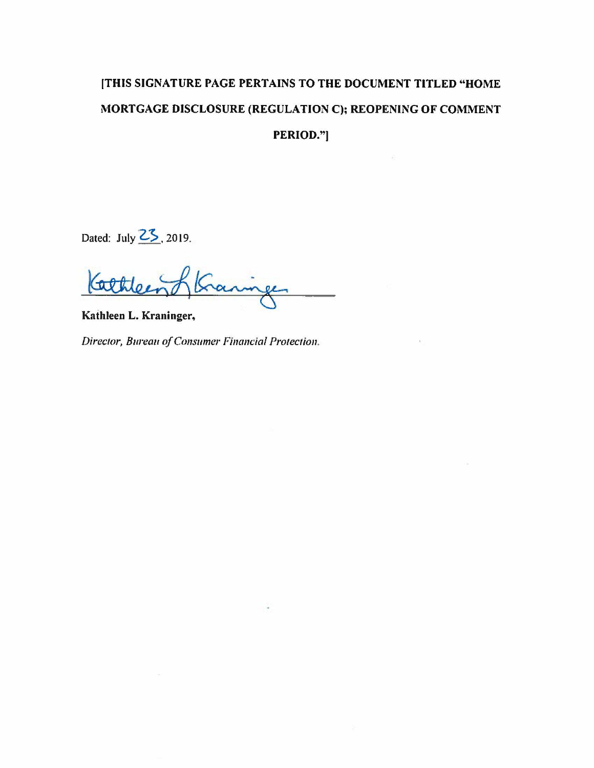**[THIS SIGNATURE PAGE PERTAINS TO THE DOCUMENT TITLED "HOME MORTGAGE DISCLOSURE (REGULATION C); REOPENING OF COMMENT PERIOD."]**

Dated: July 23, 2019.

Kathleen L. Kraninger

**Kathleen L. Kraninger,**

*Director, Bureau of Consumer Financial Protection.*